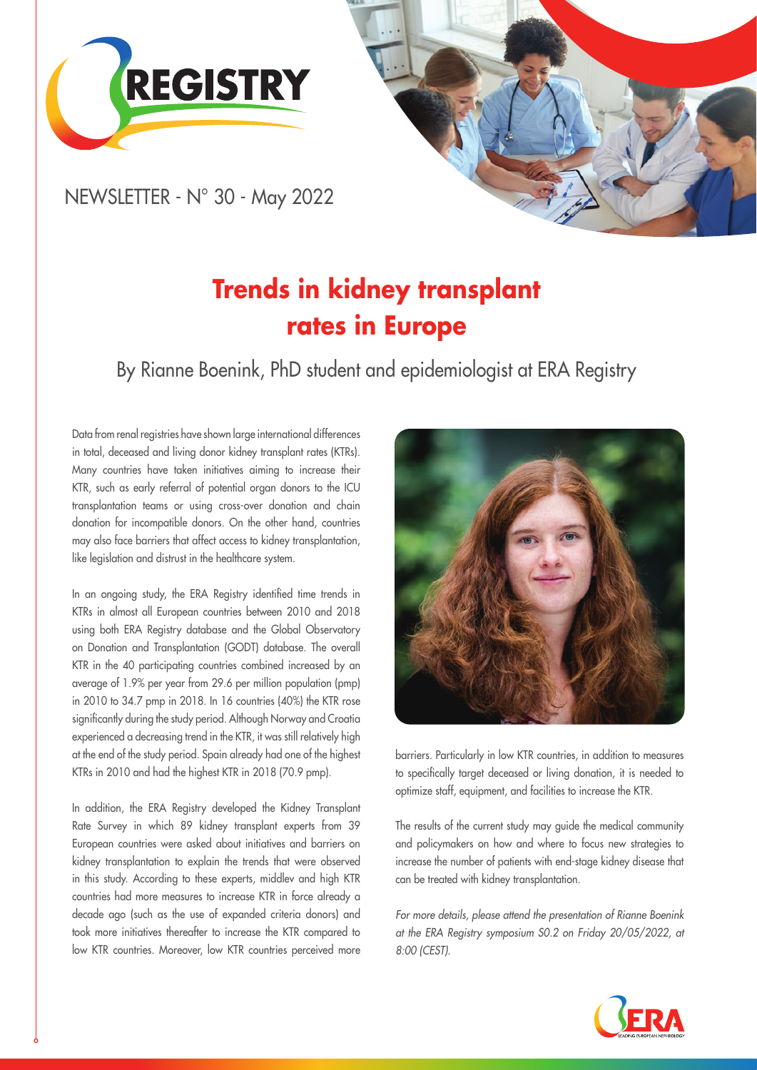# REGISTRY

NEWSLETTER - N° 30 - May 2022

## Trends in kidney transplant rates in Europe

### By Rianne Boenink, PhD student and epidemiologist at ERA Registry

Data from renal registries have shown large international differences in total, deceased and living donor kidney transplant rates (KTRs). Many countries have taken initiatives aiming to increase their KTR, such as early referral of potential organ donors to the ICU transplantation teams or using cross-over donation and chain donation for incompatible donors. On the other hand, countries may also face barriers that affect access to kidney transplantation, like legislation and distrust in the healthcare system.

In an ongoing study, the ERA Registry identified time trends in KTRs in almost all European countries between 2010 and 2018 using both ERA Registry database and the Global Observatory on Donation and Transplantation (GODT) database. The overall KTR in the 40 participating countries combined increased by an average of 1.9% per year from 29.6 per million population (pmp) in 2010 to 34.7 pmp in 2018. In 16 countries (40%) the KTR rose significantly during the study period. Although Norway and Croatia experienced a decreasing trend in the KTR, it was still relatively high at the end of the study period. Spain already had one of the highest KTRs in 2010 and had the highest KTR in 2018 (70.9 pmp).

In addition, the ERA Registry developed the Kidney Transplant Rate Survey in which 89 kidney transplant experts from 39 European countries were asked about initiatives and barriers on kidney transplantation to explain the trends that were observed in this study. According to these experts, middlev and high KTR countries had more measures to increase KTR in force already a decade ago (such as the use of expanded criteria donors) and took more initiatives thereafter to increase the KTR compared to low KTR countries. Moreover, low KTR countries perceived more barriers. Particularly in low KTR countries, in addition to measures to specifically target deceased or living donation, it is needed to optimize staff, equipment, and facilities to increase the KTR.

The results of the current study may guide the medical community and policymakers on how and where to focus new strategies to increase the number of patients with end-stage kidney disease that can be treated with kidney transplantation.

*For more details, please attend the presentation of Rianne Boenink at the ERA Registry symposium S0.2 on Friday 20/05/2022, at 8:00 (CEST).*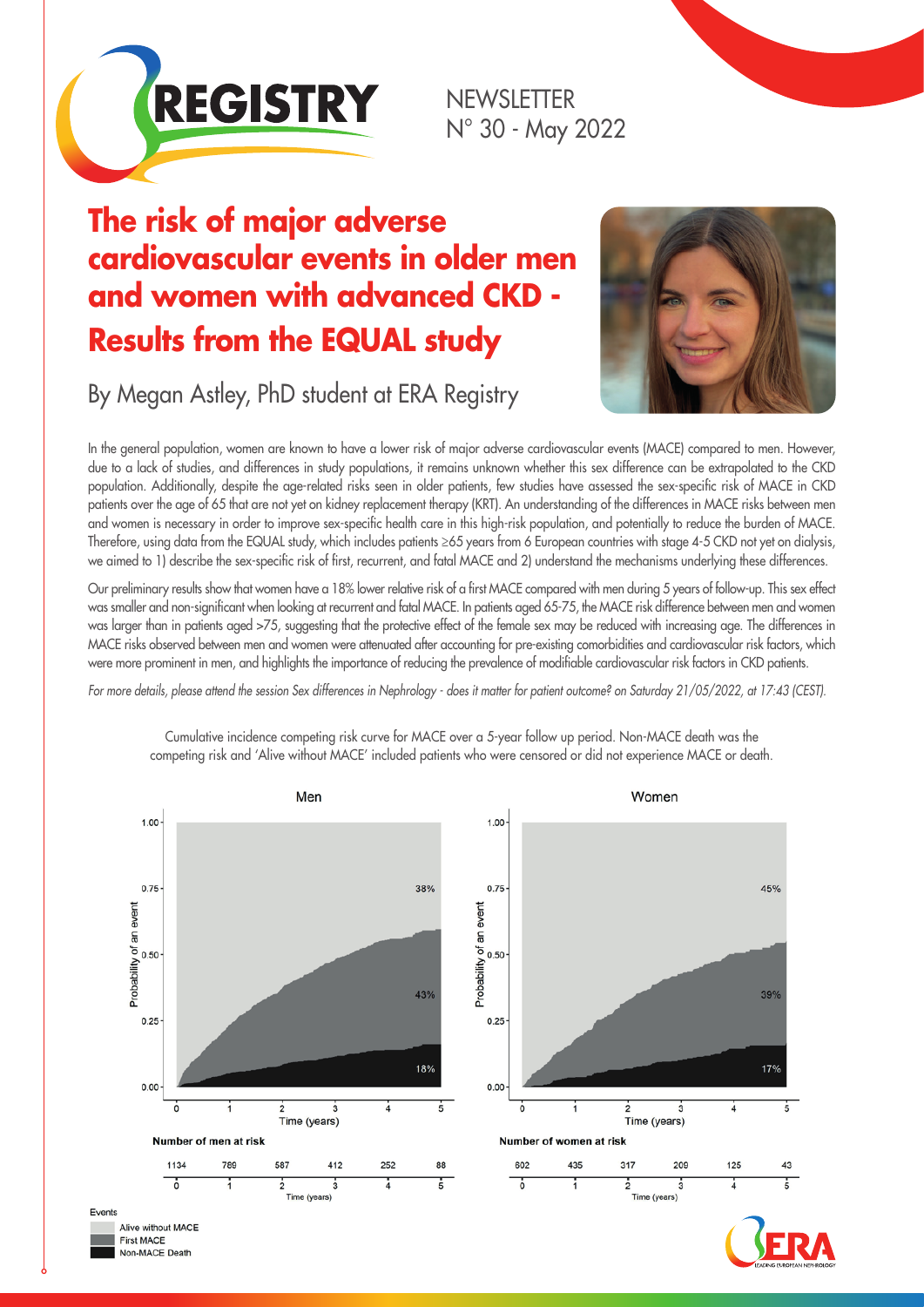# REGISTRY

NEWSLETTER
N° 30 - May 2022

## The risk of major adverse cardiovascular events in older men and women with advanced CKD - Results from the EQUAL study

By Megan Astley, PhD student at ERA Registry

In the general population, women are known to have a lower risk of major adverse cardiovascular events (MACE) compared to men. However, due to a lack of studies, and differences in study populations, it remains unknown whether this sex difference can be extrapolated to the CKD population. Additionally, despite the age-related risks seen in older patients, few studies have assessed the sex-specific risk of MACE in CKD patients over the age of 65 that are not yet on kidney replacement therapy (KRT). An understanding of the differences in MACE risks between men and women is necessary in order to improve sex-specific health care in this high-risk population, and potentially to reduce the burden of MACE. Therefore, using data from the EQUAL study, which includes patients ≥65 years from 6 European countries with stage 4-5 CKD not yet on dialysis, we aimed to 1) describe the sex-specific risk of first, recurrent, and fatal MACE and 2) understand the mechanisms underlying these differences.

Our preliminary results show that women have a 18% lower relative risk of a first MACE compared with men during 5 years of follow-up. This sex effect was smaller and non-significant when looking at recurrent and fatal MACE. In patients aged 65-75, the MACE risk difference between men and women was larger than in patients aged >75, suggesting that the protective effect of the female sex may be reduced with increasing age. The differences in MACE risks observed between men and women were attenuated after accounting for pre-existing comorbidities and cardiovascular risk factors, which were more prominent in men, and highlights the importance of reducing the prevalence of modifiable cardiovascular risk factors in CKD patients.

*For more details, please attend the session Sex differences in Nephrology - does it matter for patient outcome? on Saturday 21/05/2022, at 17:43 (CEST).*

Cumulative incidence competing risk curve for MACE over a 5-year follow up period. Non-MACE death was the competing risk and 'Alive without MACE' included patients who were censored or did not experience MACE or death.

**Men** — Alive without MACE: 38%; First MACE: 43%; Non-MACE Death: 18%

**Women** — Alive without MACE: 45%; First MACE: 39%; Non-MACE Death: 17%

| Time (years) | 0 | 1 | 2 | 3 | 4 | 5 |
|---|---|---|---|---|---|---|
| Number of men at risk | 1134 | 769 | 587 | 412 | 252 | 88 |
| Number of women at risk | 602 | 435 | 317 | 209 | 125 | 43 |

Events: Alive without MACE; First MACE; Non-MACE Death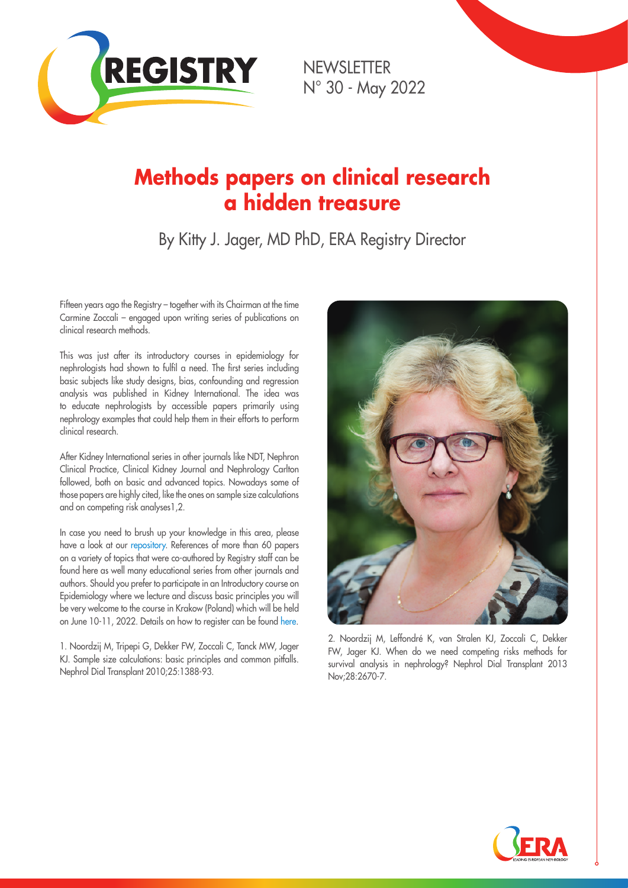# Methods papers on clinical research a hidden treasure

By Kitty J. Jager, MD PhD, ERA Registry Director

Fifteen years ago the Registry – together with its Chairman at the time Carmine Zoccali – engaged upon writing series of publications on clinical research methods.

This was just after its introductory courses in epidemiology for nephrologists had shown to fulfil a need. The first series including basic subjects like study designs, bias, confounding and regression analysis was published in Kidney International. The idea was to educate nephrologists by accessible papers primarily using nephrology examples that could help them in their efforts to perform clinical research.

After Kidney International series in other journals like NDT, Nephron Clinical Practice, Clinical Kidney Journal and Nephrology Carlton followed, both on basic and advanced topics. Nowadays some of those papers are highly cited, like the ones on sample size calculations and on competing risk analyses1,2.

In case you need to brush up your knowledge in this area, please have a look at our repository. References of more than 60 papers on a variety of topics that were co-authored by Registry staff can be found here as well many educational series from other journals and authors. Should you prefer to participate in an Introductory course on Epidemiology where we lecture and discuss basic principles you will be very welcome to the course in Krakow (Poland) which will be held on June 10-11, 2022. Details on how to register can be found here.

1. Noordzij M, Tripepi G, Dekker FW, Zoccali C, Tanck MW, Jager KJ. Sample size calculations: basic principles and common pitfalls. Nephrol Dial Transplant 2010;25:1388-93.

2. Noordzij M, Leffondré K, van Stralen KJ, Zoccali C, Dekker FW, Jager KJ. When do we need competing risks methods for survival analysis in nephrology? Nephrol Dial Transplant 2013 Nov;28:2670-7.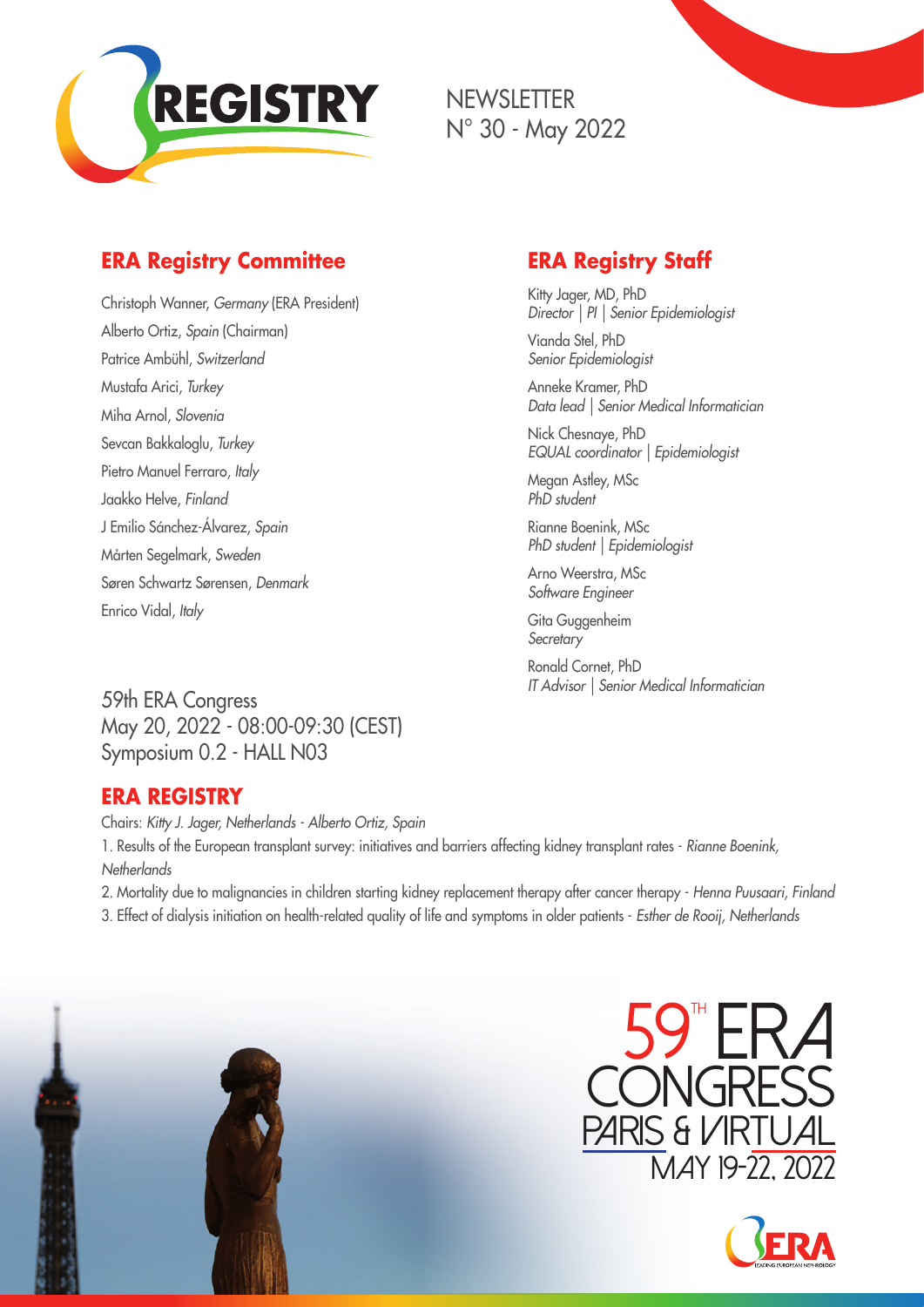REGISTRY

NEWSLETTER
N° 30 - May 2022

## ERA Registry Committee

Christoph Wanner, *Germany* (ERA President)
Alberto Ortiz, *Spain* (Chairman)
Patrice Ambühl, *Switzerland*
Mustafa Arici, *Turkey*
Miha Arnol, *Slovenia*
Sevcan Bakkaloglu, *Turkey*
Pietro Manuel Ferraro, *Italy*
Jaakko Helve, *Finland*
J Emilio Sánchez-Álvarez, *Spain*
Mårten Segelmark, *Sweden*
Søren Schwartz Sørensen, *Denmark*
Enrico Vidal, *Italy*

## ERA Registry Staff

Kitty Jager, MD, PhD
*Director | PI | Senior Epidemiologist*

Vianda Stel, PhD
*Senior Epidemiologist*

Anneke Kramer, PhD
*Data lead | Senior Medical Informatician*

Nick Chesnaye, PhD
*EQUAL coordinator | Epidemiologist*

Megan Astley, MSc
*PhD student*

Rianne Boenink, MSc
*PhD student | Epidemiologist*

Arno Weerstra, MSc
*Software Engineer*

Gita Guggenheim
*Secretary*

Ronald Cornet, PhD
*IT Advisor | Senior Medical Informatician*

59th ERA Congress
May 20, 2022 - 08:00-09:30 (CEST)
Symposium 0.2 - HALL N03

## ERA REGISTRY

Chairs: *Kitty J. Jager, Netherlands - Alberto Ortiz, Spain*

1. Results of the European transplant survey: initiatives and barriers affecting kidney transplant rates - *Rianne Boenink, Netherlands*
2. Mortality due to malignancies in children starting kidney replacement therapy after cancer therapy - *Henna Puusaari, Finland*
3. Effect of dialysis initiation on health-related quality of life and symptoms in older patients - *Esther de Rooij, Netherlands*

59TH ERA CONGRESS
PARIS & VIRTUAL
MAY 19-22, 2022

ERA
LEADING EUROPEAN NEPHROLOGY